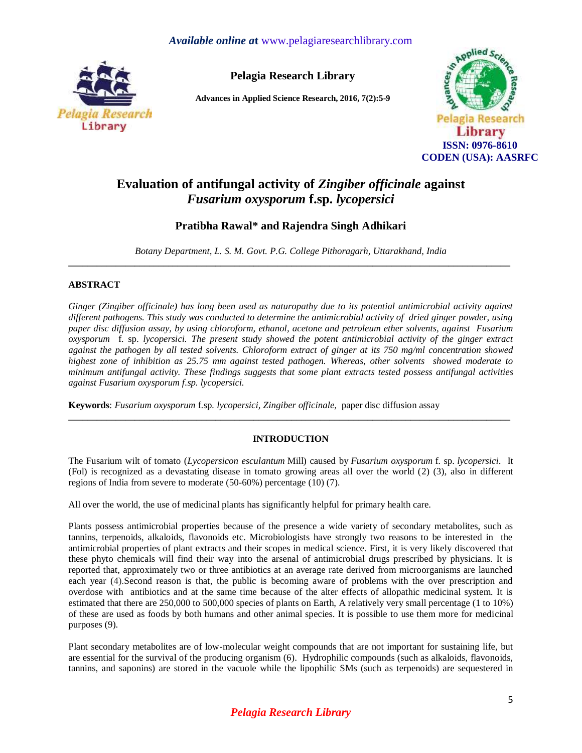# Evaluation of antifungal activity of *Zingiber officinale* against *Fusarium oxysporum* f.sp. *lycopersici*

**Pratibha Rawal\* and Rajendra Singh Adhikari**

*Botany Department, L. S. M. Govt. P.G. College Pithoragarh, Uttarakhand, India*

---

## ABSTRACT

*Ginger (Zingiber officinale) has long been used as naturopathy due to its potential antimicrobial activity against different pathogens. This study was conducted to determine the antimicrobial activity of dried ginger powder, using paper disc diffusion assay, by using chloroform, ethanol, acetone and petroleum ether solvents, against Fusarium oxysporum f. sp. lycopersici. The present study showed the potent antimicrobial activity of the ginger extract against the pathogen by all tested solvents. Chloroform extract of ginger at its 750 mg/ml concentration showed highest zone of inhibition as 25.75 mm against tested pathogen. Whereas, other solvents showed moderate to minimum antifungal activity. These findings suggests that some plant extracts tested possess antifungal activities against Fusarium oxysporum f.sp. lycopersici.*

**Keywords**: *Fusarium oxysporum* f.sp. *lycopersici*, *Zingiber officinale*, paper disc diffusion assay

---

## INTRODUCTION

The Fusarium wilt of tomato (*Lycopersicon esculantum* Mill) caused by *Fusarium oxysporum* f. sp. *lycopersici*. It (Fol) is recognized as a devastating disease in tomato growing areas all over the world (2) (3), also in different regions of India from severe to moderate (50-60%) percentage (10) (7).

All over the world, the use of medicinal plants has significantly helpful for primary health care.

Plants possess antimicrobial properties because of the presence a wide variety of secondary metabolites, such as tannins, terpenoids, alkaloids, flavonoids etc. Microbiologists have strongly two reasons to be interested in the antimicrobial properties of plant extracts and their scopes in medical science. First, it is very likely discovered that these phyto chemicals will find their way into the arsenal of antimicrobial drugs prescribed by physicians. It is reported that, approximately two or three antibiotics at an average rate derived from microorganisms are launched each year (4).Second reason is that, the public is becoming aware of problems with the over prescription and overdose with antibiotics and at the same time because of the alter effects of allopathic medicinal system. It is estimated that there are 250,000 to 500,000 species of plants on Earth, A relatively very small percentage (1 to 10%) of these are used as foods by both humans and other animal species. It is possible to use them more for medicinal purposes (9).

Plant secondary metabolites are of low-molecular weight compounds that are not important for sustaining life, but are essential for the survival of the producing organism (6). Hydrophilic compounds (such as alkaloids, flavonoids, tannins, and saponins) are stored in the vacuole while the lipophilic SMs (such as terpenoids) are sequestered in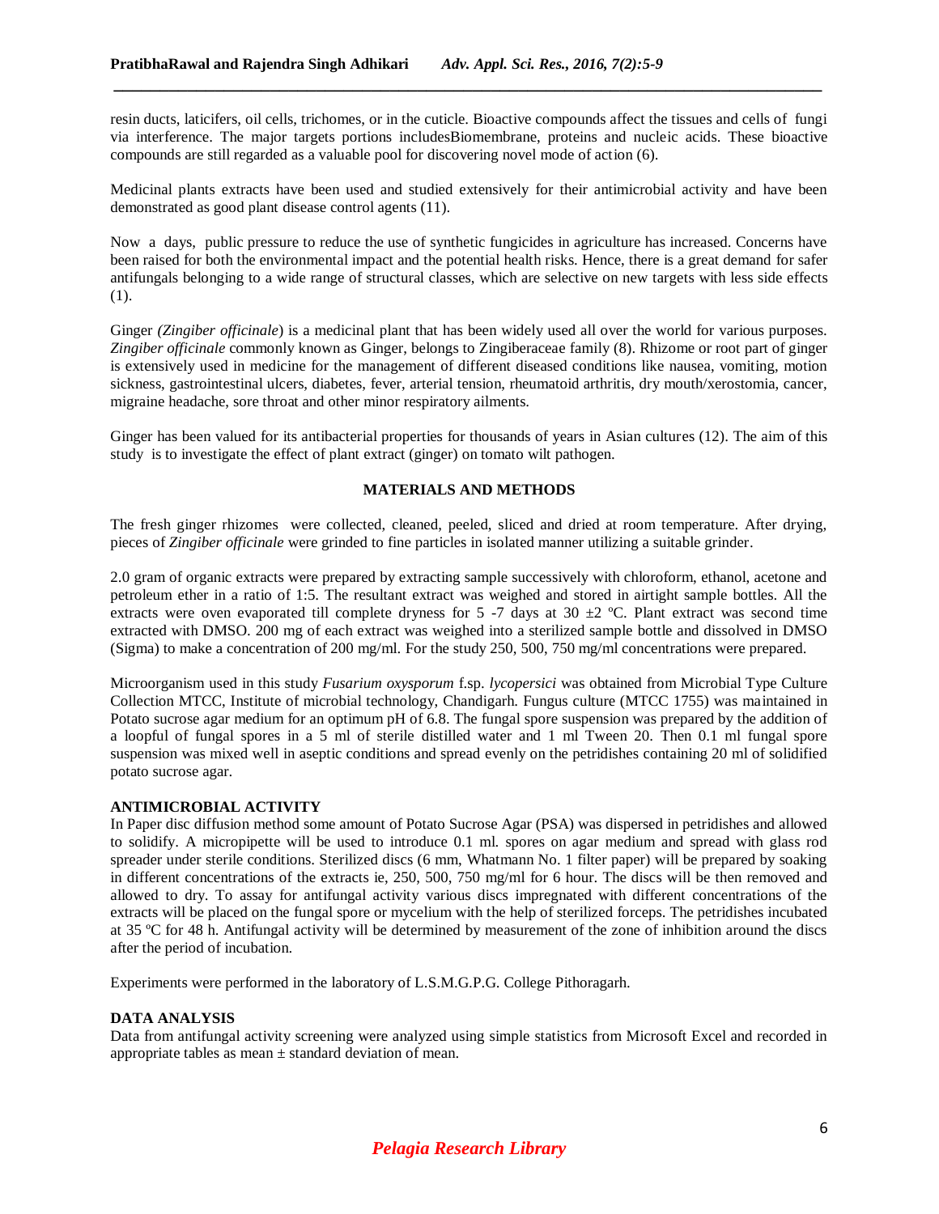resin ducts, laticifers, oil cells, trichomes, or in the cuticle. Bioactive compounds affect the tissues and cells of fungi via interference. The major targets portions includesBiomembrane, proteins and nucleic acids. These bioactive compounds are still regarded as a valuable pool for discovering novel mode of action (6).

Medicinal plants extracts have been used and studied extensively for their antimicrobial activity and have been demonstrated as good plant disease control agents (11).

Now a days, public pressure to reduce the use of synthetic fungicides in agriculture has increased. Concerns have been raised for both the environmental impact and the potential health risks. Hence, there is a great demand for safer antifungals belonging to a wide range of structural classes, which are selective on new targets with less side effects (1).

Ginger *(Zingiber officinale*) is a medicinal plant that has been widely used all over the world for various purposes. *Zingiber officinale* commonly known as Ginger, belongs to Zingiberaceae family (8). Rhizome or root part of ginger is extensively used in medicine for the management of different diseased conditions like nausea, vomiting, motion sickness, gastrointestinal ulcers, diabetes, fever, arterial tension, rheumatoid arthritis, dry mouth/xerostomia, cancer, migraine headache, sore throat and other minor respiratory ailments.

Ginger has been valued for its antibacterial properties for thousands of years in Asian cultures (12). The aim of this study is to investigate the effect of plant extract (ginger) on tomato wilt pathogen.

## MATERIALS AND METHODS

The fresh ginger rhizomes were collected, cleaned, peeled, sliced and dried at room temperature. After drying, pieces of *Zingiber officinale* were grinded to fine particles in isolated manner utilizing a suitable grinder.

2.0 gram of organic extracts were prepared by extracting sample successively with chloroform, ethanol, acetone and petroleum ether in a ratio of 1:5. The resultant extract was weighed and stored in airtight sample bottles. All the extracts were oven evaporated till complete dryness for 5 -7 days at 30 ±2 ºC. Plant extract was second time extracted with DMSO. 200 mg of each extract was weighed into a sterilized sample bottle and dissolved in DMSO (Sigma) to make a concentration of 200 mg/ml. For the study 250, 500, 750 mg/ml concentrations were prepared.

Microorganism used in this study *Fusarium oxysporum* f.sp. *lycopersici* was obtained from Microbial Type Culture Collection MTCC, Institute of microbial technology, Chandigarh. Fungus culture (MTCC 1755) was maintained in Potato sucrose agar medium for an optimum pH of 6.8. The fungal spore suspension was prepared by the addition of a loopful of fungal spores in a 5 ml of sterile distilled water and 1 ml Tween 20. Then 0.1 ml fungal spore suspension was mixed well in aseptic conditions and spread evenly on the petridishes containing 20 ml of solidified potato sucrose agar.

### ANTIMICROBIAL ACTIVITY

In Paper disc diffusion method some amount of Potato Sucrose Agar (PSA) was dispersed in petridishes and allowed to solidify. A micropipette will be used to introduce 0.1 ml. spores on agar medium and spread with glass rod spreader under sterile conditions. Sterilized discs (6 mm, Whatmann No. 1 filter paper) will be prepared by soaking in different concentrations of the extracts ie, 250, 500, 750 mg/ml for 6 hour. The discs will be then removed and allowed to dry. To assay for antifungal activity various discs impregnated with different concentrations of the extracts will be placed on the fungal spore or mycelium with the help of sterilized forceps. The petridishes incubated at 35 ºC for 48 h. Antifungal activity will be determined by measurement of the zone of inhibition around the discs after the period of incubation.

Experiments were performed in the laboratory of L.S.M.G.P.G. College Pithoragarh.

### DATA ANALYSIS

Data from antifungal activity screening were analyzed using simple statistics from Microsoft Excel and recorded in appropriate tables as mean ± standard deviation of mean.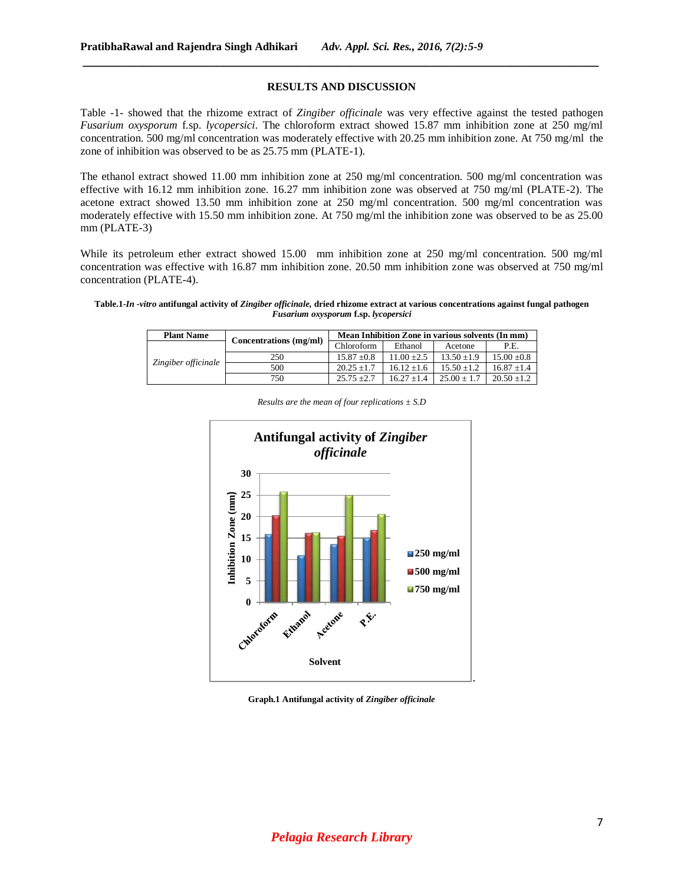## RESULTS AND DISCUSSION

Table -1- showed that the rhizome extract of *Zingiber officinale* was very effective against the tested pathogen *Fusarium oxysporum* f.sp. *lycopersici*. The chloroform extract showed 15.87 mm inhibition zone at 250 mg/ml concentration. 500 mg/ml concentration was moderately effective with 20.25 mm inhibition zone. At 750 mg/ml the zone of inhibition was observed to be as 25.75 mm (PLATE-1).

The ethanol extract showed 11.00 mm inhibition zone at 250 mg/ml concentration. 500 mg/ml concentration was effective with 16.12 mm inhibition zone. 16.27 mm inhibition zone was observed at 750 mg/ml (PLATE-2). The acetone extract showed 13.50 mm inhibition zone at 250 mg/ml concentration. 500 mg/ml concentration was moderately effective with 15.50 mm inhibition zone. At 750 mg/ml the inhibition zone was observed to be as 25.00 mm (PLATE-3)

While its petroleum ether extract showed 15.00 mm inhibition zone at 250 mg/ml concentration. 500 mg/ml concentration was effective with 16.87 mm inhibition zone. 20.50 mm inhibition zone was observed at 750 mg/ml concentration (PLATE-4).

**Table.1-*In -vitro* antifungal activity of *Zingiber officinale*, dried rhizome extract at various concentrations against fungal pathogen *Fusarium oxysporum* f.sp. *lycopersici***

| Plant Name | Concentrations (mg/ml) | Mean Inhibition Zone in various solvents (In mm) | | | |
|---|---|---|---|---|---|
| | | Chloroform | Ethanol | Acetone | P.E. |
| *Zingiber officinale* | 250 | 15.87 ±0.8 | 11.00 ±2.5 | 13.50 ±1.9 | 15.00 ±0.8 |
| | 500 | 20.25 ±1.7 | 16.12 ±1.6 | 15.50 ±1.2 | 16.87 ±1.4 |
| | 750 | 25.75 ±2.7 | 16.27 ±1.4 | 25.00 ± 1.7 | 20.50 ±1.2 |

*Results are the mean of four replications ± S.D*

**Graph.1 Antifungal activity of *Zingiber officinale***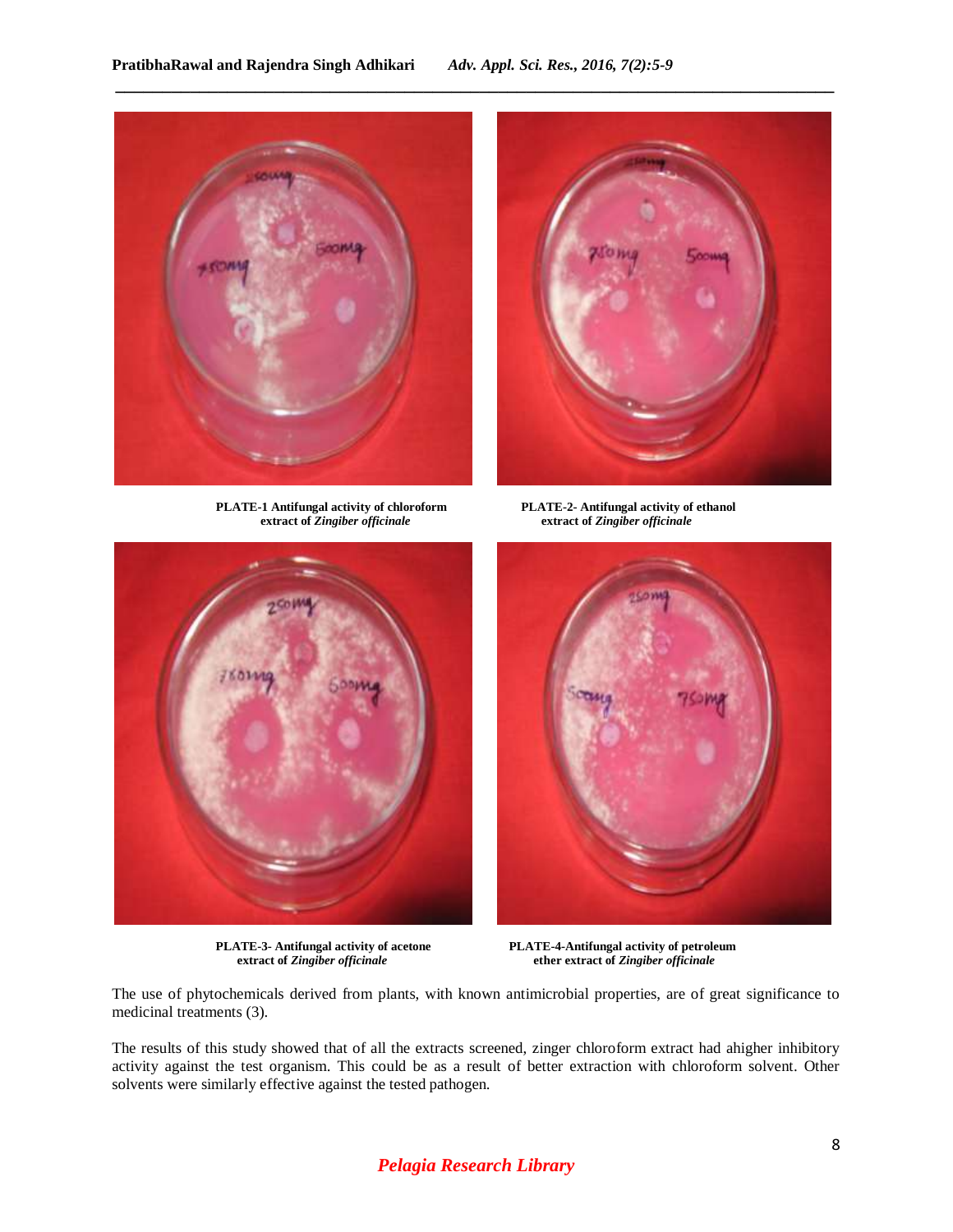PLATE-1 Antifungal activity of chloroform extract of *Zingiber officinale*

PLATE-2- Antifungal activity of ethanol extract of *Zingiber officinale*

PLATE-3- Antifungal activity of acetone extract of *Zingiber officinale*

PLATE-4-Antifungal activity of petroleum ether extract of *Zingiber officinale*

The use of phytochemicals derived from plants, with known antimicrobial properties, are of great significance to medicinal treatments (3).

The results of this study showed that of all the extracts screened, zinger chloroform extract had ahigher inhibitory activity against the test organism. This could be as a result of better extraction with chloroform solvent. Other solvents were similarly effective against the tested pathogen.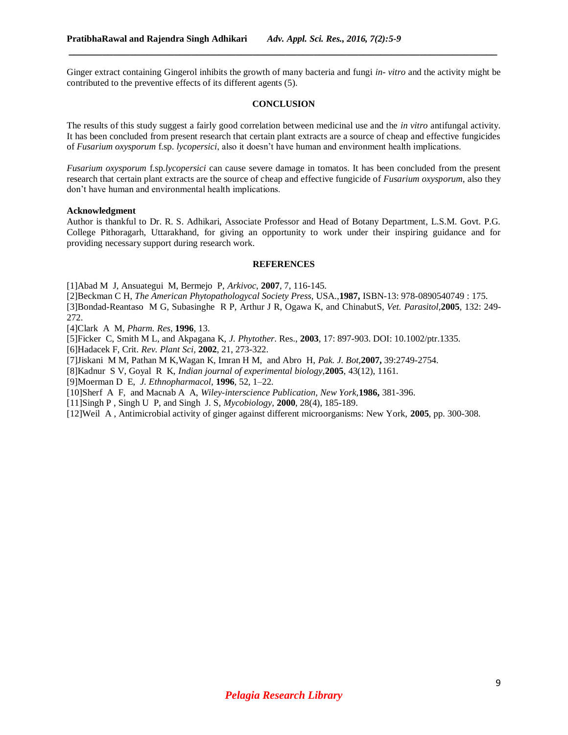Ginger extract containing Gingerol inhibits the growth of many bacteria and fungi *in- vitro* and the activity might be contributed to the preventive effects of its different agents (5).

## CONCLUSION

The results of this study suggest a fairly good correlation between medicinal use and the *in vitro* antifungal activity. It has been concluded from present research that certain plant extracts are a source of cheap and effective fungicides of *Fusarium oxysporum* f.sp. *lycopersici*, also it doesn't have human and environment health implications.

*Fusarium oxysporum* f.sp.*lycopersici* can cause severe damage in tomatos. It has been concluded from the present research that certain plant extracts are the source of cheap and effective fungicide of *Fusarium oxysporum*, also they don't have human and environmental health implications.

**Acknowledgment**

Author is thankful to Dr. R. S. Adhikari, Associate Professor and Head of Botany Department, L.S.M. Govt. P.G. College Pithoragarh, Uttarakhand, for giving an opportunity to work under their inspiring guidance and for providing necessary support during research work.

## REFERENCES

[1]Abad M J, Ansuategui M, Bermejo P, *Arkivoc*, **2007**, 7, 116-145.

[2]Beckman C H, *The American Phytopathologycal Society Press*, USA.,**1987,** ISBN-13: 978-0890540749 : 175.

[3]Bondad-Reantaso M G, Subasinghe R P, Arthur J R, Ogawa K, and ChinabutS, *Vet. Parasitol*,**2005**, 132: 249-272.

[4]Clark A M, *Pharm. Res,* **1996**, 13.

[5]Ficker C, Smith M L, and Akpagana K, *J. Phytother*. Res., **2003**, 17: 897-903. DOI: 10.1002/ptr.1335.

[6]Hadacek F, Crit. *Rev. Plant Sci*, **2002**, 21, 273-322.

[7]Jiskani M M, Pathan M K,Wagan K, Imran H M, and Abro H, *Pak. J. Bot*,**2007,** 39:2749-2754.

[8]Kadnur S V, Goyal R K, *Indian journal of experimental biology*,**2005**, 43(12), 1161.

[9]Moerman D E, *J. Ethnopharmacol*, **1996**, 52, 1–22.

[10]Sherf A F, and Macnab A A, *Wiley-interscience Publication, New York*,**1986,** 381-396.

[11]Singh P , Singh U P, and Singh J. S, *Mycobiology*, **2000**, 28(4), 185-189.

[12]Weil A , Antimicrobial activity of ginger against different microorganisms: New York, **2005**, pp. 300-308.